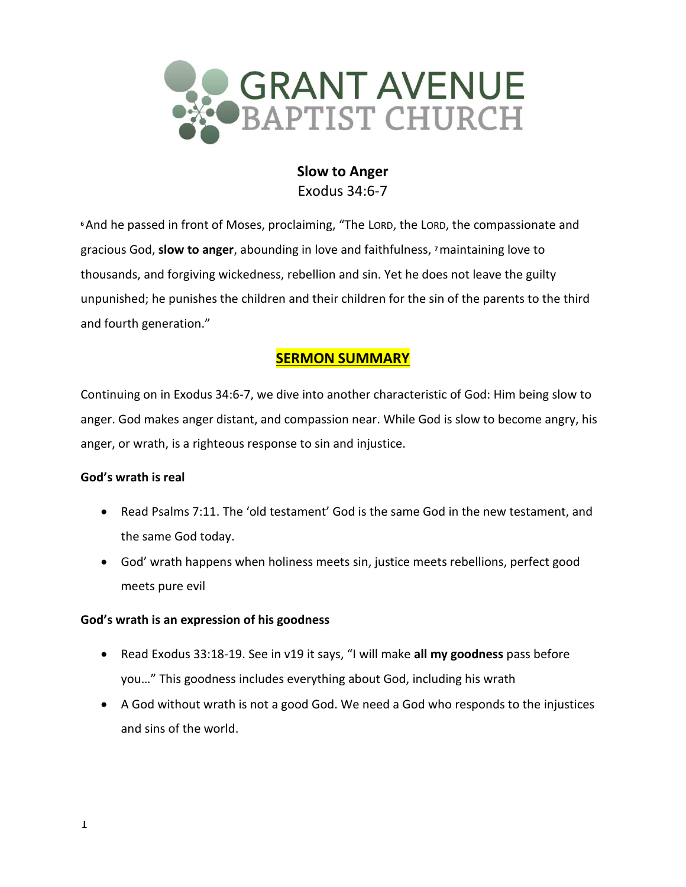GRANT AVENUE BAPTIST CHURCH

# Slow to Anger

Exodus 34:6-7

[6]And he passed in front of Moses, proclaiming, "The LORD, the LORD, the compassionate and gracious God, **slow to anger**, abounding in love and faithfulness, [7]maintaining love to thousands, and forgiving wickedness, rebellion and sin. Yet he does not leave the guilty unpunished; he punishes the children and their children for the sin of the parents to the third and fourth generation."

## SERMON SUMMARY

Continuing on in Exodus 34:6-7, we dive into another characteristic of God: Him being slow to anger. God makes anger distant, and compassion near. While God is slow to become angry, his anger, or wrath, is a righteous response to sin and injustice.

**God's wrath is real**

- Read Psalms 7:11. The 'old testament' God is the same God in the new testament, and the same God today.
- God' wrath happens when holiness meets sin, justice meets rebellions, perfect good meets pure evil

**God's wrath is an expression of his goodness**

- Read Exodus 33:18-19. See in v19 it says, "I will make **all my goodness** pass before you…" This goodness includes everything about God, including his wrath
- A God without wrath is not a good God. We need a God who responds to the injustices and sins of the world.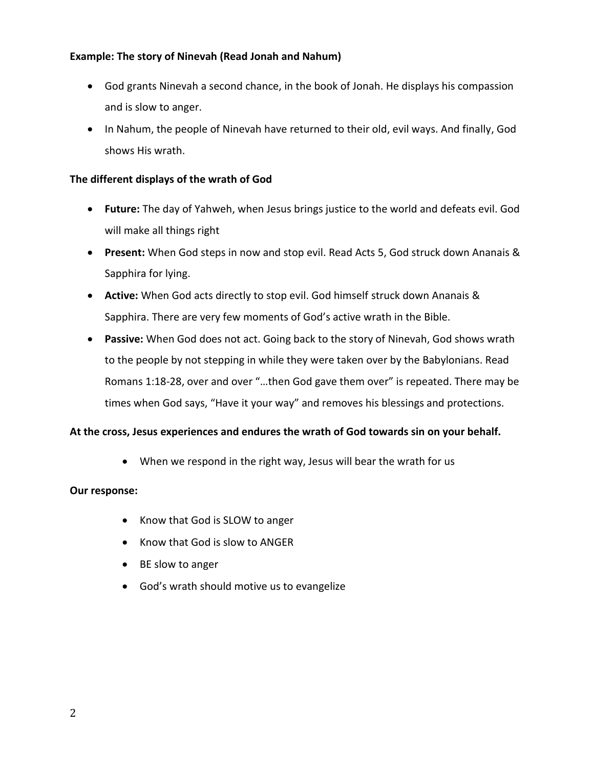**Example: The story of Ninevah (Read Jonah and Nahum)**

- God grants Ninevah a second chance, in the book of Jonah. He displays his compassion and is slow to anger.
- In Nahum, the people of Ninevah have returned to their old, evil ways. And finally, God shows His wrath.

**The different displays of the wrath of God**

- **Future:** The day of Yahweh, when Jesus brings justice to the world and defeats evil. God will make all things right
- **Present:** When God steps in now and stop evil. Read Acts 5, God struck down Ananais & Sapphira for lying.
- **Active:** When God acts directly to stop evil. God himself struck down Ananais & Sapphira. There are very few moments of God's active wrath in the Bible.
- **Passive:** When God does not act. Going back to the story of Ninevah, God shows wrath to the people by not stepping in while they were taken over by the Babylonians. Read Romans 1:18-28, over and over "…then God gave them over" is repeated. There may be times when God says, "Have it your way" and removes his blessings and protections.

**At the cross, Jesus experiences and endures the wrath of God towards sin on your behalf.**

- When we respond in the right way, Jesus will bear the wrath for us

**Our response:**

- Know that God is SLOW to anger
- Know that God is slow to ANGER
- BE slow to anger
- God's wrath should motive us to evangelize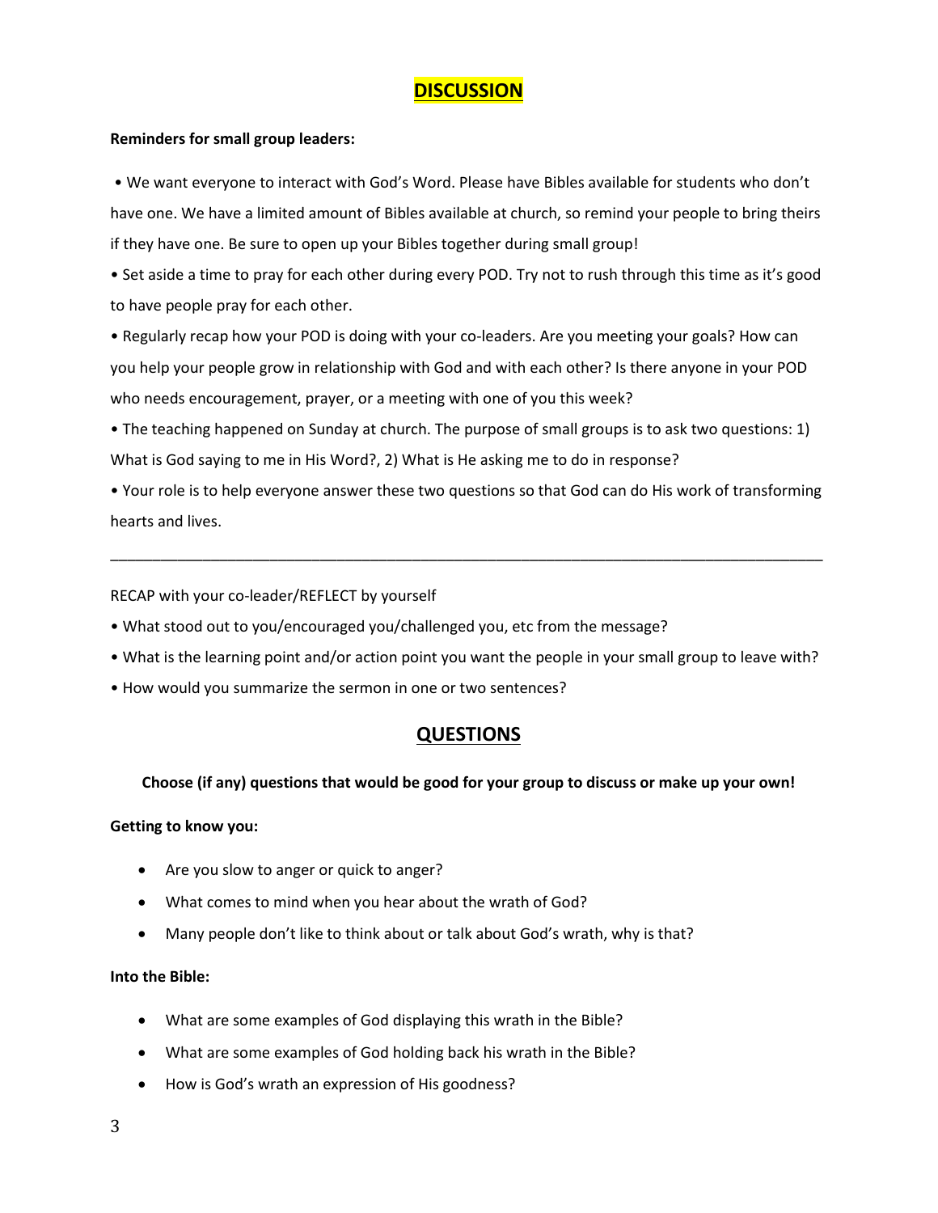## DISCUSSION

**Reminders for small group leaders:**

- We want everyone to interact with God's Word. Please have Bibles available for students who don't have one. We have a limited amount of Bibles available at church, so remind your people to bring theirs if they have one. Be sure to open up your Bibles together during small group!
- Set aside a time to pray for each other during every POD. Try not to rush through this time as it's good to have people pray for each other.
- Regularly recap how your POD is doing with your co-leaders. Are you meeting your goals? How can you help your people grow in relationship with God and with each other? Is there anyone in your POD who needs encouragement, prayer, or a meeting with one of you this week?
- The teaching happened on Sunday at church. The purpose of small groups is to ask two questions: 1) What is God saying to me in His Word?, 2) What is He asking me to do in response?
- Your role is to help everyone answer these two questions so that God can do His work of transforming hearts and lives.

---

RECAP with your co-leader/REFLECT by yourself

- What stood out to you/encouraged you/challenged you, etc from the message?
- What is the learning point and/or action point you want the people in your small group to leave with?
- How would you summarize the sermon in one or two sentences?

## QUESTIONS

**Choose (if any) questions that would be good for your group to discuss or make up your own!**

**Getting to know you:**

- Are you slow to anger or quick to anger?
- What comes to mind when you hear about the wrath of God?
- Many people don't like to think about or talk about God's wrath, why is that?

**Into the Bible:**

- What are some examples of God displaying this wrath in the Bible?
- What are some examples of God holding back his wrath in the Bible?
- How is God's wrath an expression of His goodness?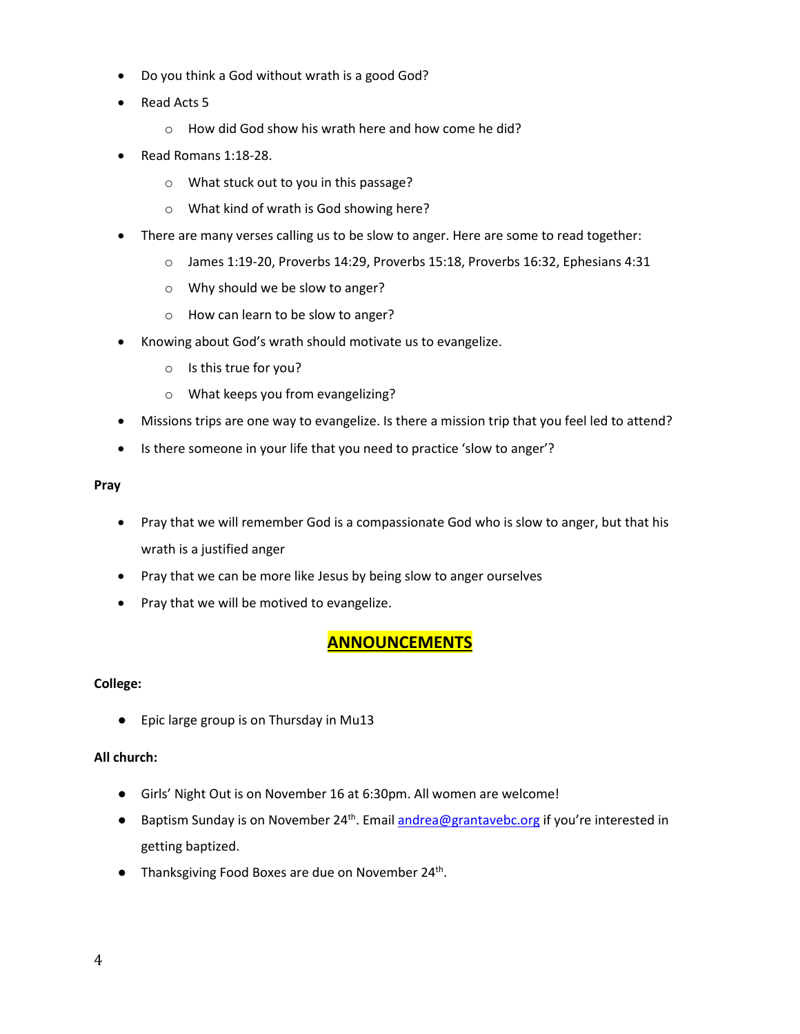- Do you think a God without wrath is a good God?
- Read Acts 5
  - How did God show his wrath here and how come he did?
- Read Romans 1:18-28.
  - What stuck out to you in this passage?
  - What kind of wrath is God showing here?
- There are many verses calling us to be slow to anger. Here are some to read together:
  - James 1:19-20, Proverbs 14:29, Proverbs 15:18, Proverbs 16:32, Ephesians 4:31
  - Why should we be slow to anger?
  - How can learn to be slow to anger?
- Knowing about God's wrath should motivate us to evangelize.
  - Is this true for you?
  - What keeps you from evangelizing?
- Missions trips are one way to evangelize. Is there a mission trip that you feel led to attend?
- Is there someone in your life that you need to practice 'slow to anger'?

**Pray**

- Pray that we will remember God is a compassionate God who is slow to anger, but that his wrath is a justified anger
- Pray that we can be more like Jesus by being slow to anger ourselves
- Pray that we will be motived to evangelize.

## ANNOUNCEMENTS

**College:**

- Epic large group is on Thursday in Mu13

**All church:**

- Girls' Night Out is on November 16 at 6:30pm. All women are welcome!
- Baptism Sunday is on November 24th. Email andrea@grantavebc.org if you're interested in getting baptized.
- Thanksgiving Food Boxes are due on November 24th.